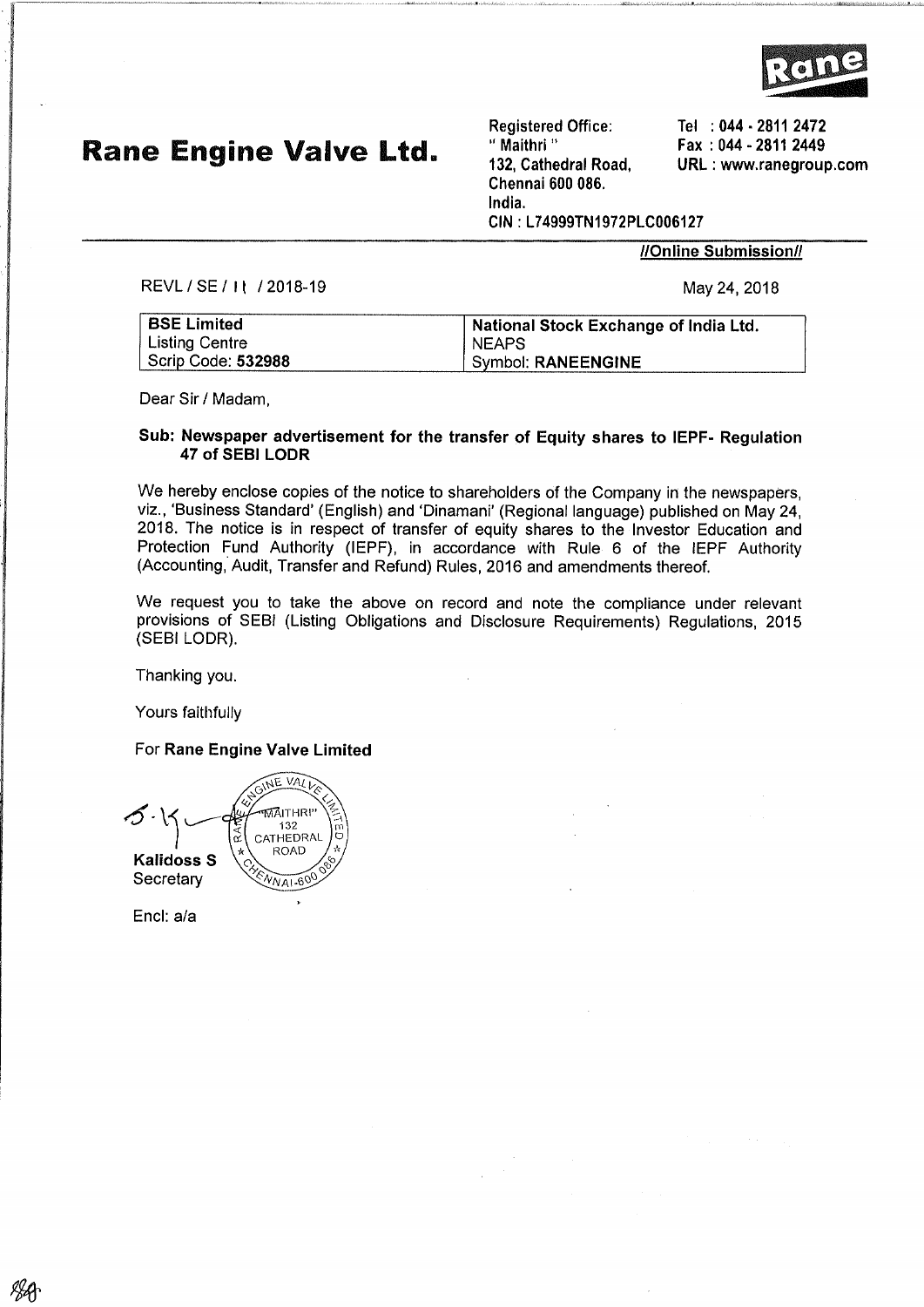# Rane Engine Valve Ltd.

Registered Office:
" Maithri "
132, Cathedral Road,
Chennai 600 086.
India.
CIN : L74999TN1972PLC006127

Tel : 044 - 2811 2472
Fax : 044 - 2811 2449
URL : www.ranegroup.com

**//Online Submission//**

REVL / SE / 11 / 2018-19

May 24, 2018

| **BSE Limited** | **National Stock Exchange of India Ltd.** |
| --- | --- |
| Listing Centre | NEAPS |
| Scrip Code: **532988** | Symbol: **RANEENGINE** |

Dear Sir / Madam,

**Sub: Newspaper advertisement for the transfer of Equity shares to IEPF- Regulation 47 of SEBI LODR**

We hereby enclose copies of the notice to shareholders of the Company in the newspapers, viz., 'Business Standard' (English) and 'Dinamani' (Regional language) published on May 24, 2018. The notice is in respect of transfer of equity shares to the Investor Education and Protection Fund Authority (IEPF), in accordance with Rule 6 of the IEPF Authority (Accounting, Audit, Transfer and Refund) Rules, 2016 and amendments thereof.

We request you to take the above on record and note the compliance under relevant provisions of SEBI (Listing Obligations and Disclosure Requirements) Regulations, 2015 (SEBI LODR).

Thanking you.

Yours faithfully

For **Rane Engine Valve Limited**

**Kalidoss S**
Secretary

Encl: a/a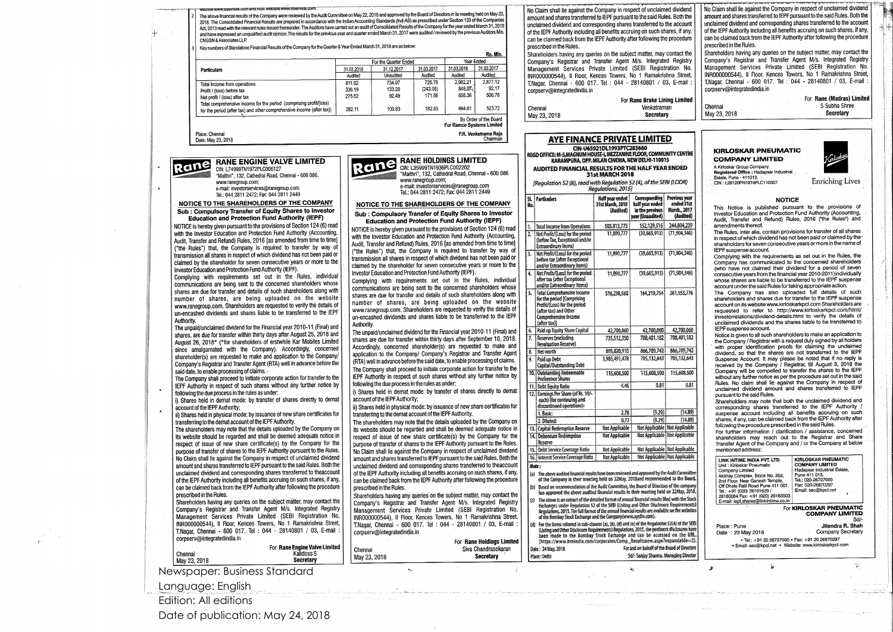website www.bseindia.com and NSE website www.nseindia.com.

2. The above financial results of the Company were reviewed by the Audit Committee on May 22, 2018 and approved by the Board of Directors in its meeting held on May 23, 2018. The Consolidated Financial Results are prepared in accordance with the Indian Accounting Standards (Ind-AS) as prescribed under Section 133 of the Companies Act, 2013 read with the relevant rules issued thereunder. The Auditors have carried out an audit of Consolidated Results of the Company for the year ended March 31, 2018 and have expressed an unqualified audit opinion. The results for the previous year and quarter ended March 31, 2017 were audited / reviewed by the previous Auditors M/s. CNGSN & Associates LLP.

3. Key numbers of Standalone Financial Results of the Company for the Quarter & Year Ended March 31, 2018 are as below:

Rs. Mln.

| Particulars | For the Quarter Ended | | | Year Ended | |
|---|---|---|---|---|---|
| | 31.03.2018 | 31.12.2017 | 31.03.2017 | 31.03.2018 | 31.03.2017 |
| | Audited | Unaudited | Audited | Audited | Audited |
| Total income from operations | 611.82 | 734.37 | 725.75 | 2,982.21 | 2,877.12 |
| Profit / (loss) before tax | 336.19 | 133.28 | (243.05) | 848.07 | 92.17 |
| Net profit / (loss) after tax | 275.52 | 92.49 | 171.56 | 658.36 | 606.78 |
| Total comprehensive income for the period (comprising profit/(loss) for the period (after tax) and other comprehensive income (after tax)) | 282.11 | 100.83 | 182.83 | 664.61 | 523.72 |

By Order of the Board
For Ramco Systems Limited

Place: Chennai
Date: May 23, 2018

P.R. Venketrama Raja
Chairman

---

## RANE ENGINE VALVE LIMITED

CIN: L74999TN1972PLC006127
"Maithri", 132, Cathedral Road, Chennai - 600 086.
www.ranegroup.com;
e-mail: investorservices@ranegroup.com
Tel.: 044 2811 2472; Fax: 044 2811 2449

### NOTICE TO THE SHAREHOLDERS OF THE COMPANY

**Sub : Compulsory Transfer of Equity Shares to Investor Education and Protection Fund Authority (IEPF)**

NOTICE is hereby given pursuant to the provisions of Section 124 (6) read with the Investor Education and Protection Fund Authority (Accounting, Audit, Transfer and Refund) Rules, 2016 [as amended from time to time] ("the Rules") that, the Company is required to transfer by way of transmission all shares in respect of which dividend has not been paid or claimed by the shareholder for seven consecutive years or more to the Investor Education and Protection Fund Authority (IEPF).

Complying with requirements set out in the Rules, individual communications are being sent to the concerned shareholders whose shares are due for transfer and details of such shareholders along with number of shares, are being uploaded on the website www.ranegroup.com. Shareholders are requested to verify the details of un-encashed dividends and shares liable to be transferred to the IEPF Authority.

The unpaid/unclaimed dividend for the Financial year 2010-11 (Final) and shares, are due for transfer within thirty days after August 25, 2018 and August 26, 2018* (*for shareholders of erstwhile Kar Mobiles Limited since amalgamated with the Company). Accordingly, concerned shareholder(s) are requested to make and application to the Company/ Company's Registrar and Transfer Agent (RTA) well in advance before the said date, to enable processing of claims.

The Company shall proceed to initiate corporate action for transfer to the IEPF Authority in respect of such shares without any further notice by following the due process in the rules as under:

i) Shares held in demat mode: by transfer of shares directly to demat account of the IEPF Authority;

ii) Shares held in physical mode: by issuance of new share certificates for transferring to the demat account of the IEPF Authority.

The shareholders may note that the details uploaded by the Company on its website should be regarded and shall be deemed adequate notice in respect of issue of new share certificate(s) by the Company for the purpose of transfer of shares to the IEPF Authority pursuant to the Rules. No Claim shall lie against the Company in respect of unclaimed dividend amount and shares transferred to IEPF pursuant to the said Rules. Both the unclaimed dividend and corresponding shares transferred to the account of the IEPF Authority including all benefits accruing on such shares, if any, can be claimed back from the IEPF Authority after following the procedure prescribed in the Rules.

Shareholders having any queries on the subject matter, may contact the Company's Registrar and Transfer Agent M/s. Integrated Registry Management Services Private Limited (SEBI Registration No. INR000000544), II Floor, Kences Towers, No 1 Ramakrishna Street, T.Nagar, Chennai - 600 017. Tel : 044 - 28140801 / 03, E-mail : corpserv@integratedindia.in

Chennai
May 23, 2018

For Rane Engine Valve Limited
Kalidoss S
Secretary

---

## RANE HOLDINGS LIMITED

CIN: L35999TN1936PLC002202
"Maithri", 132, Cathedral Road, Chennai - 600 086
www.ranegroup.com;
e-mail: investorservices@ranegroup.com
Tel.: 044 2811 2472; Fax: 044 2811 2449

### NOTICE TO THE SHAREHOLDERS OF THE COMPANY

**Sub : Compulsory Transfer of Equity Shares to Investor Education and Protection Fund Authority (IEPF)**

NOTICE is hereby given pursuant to the provisions of Section 124 (6) read with the Investor Education and Protection Fund Authority (Accounting, Audit, Transfer and Refund) Rules, 2016 [as amended from time to time] ("the Rules") that, the Company is required to transfer by way of transmission all shares in respect of which dividend has not been paid or claimed by the shareholder for seven consecutive years or more to the Investor Education and Protection Fund Authority (IEPF).

Complying with requirements set out in the Rules, individual communications are being sent to the concerned shareholders whose shares are due for transfer and details of such shareholders along with number of shares, are being uploaded on the website www.ranegroup.com. Shareholders are requested to verify the details of un-encashed dividends and shares liable to be transferred to the IEPF Authority.

The unpaid/unclaimed dividend for the Financial year 2010-11 (Final) and shares are due for transfer within thirty days after September 10, 2018. Accordingly, concerned shareholder(s) are requested to make and application to the Company/ Company's Registrar and Transfer Agent (RTA) well in advance before the said date, to enable processing of claims.

The Company shall proceed to initiate corporate action for transfer to the IEPF Authority in respect of such shares without any further notice by following the due process in the rules as under:

i) Shares held in demat mode: by transfer of shares directly to demat account of the IEPF Authority;

ii) Shares held in physical mode: by issuance of new share certificates for transferring to the demat account of the IEPF Authority.

The shareholders may note that the details uploaded by the Company on its website should be regarded and shall be deemed adequate notice in respect of issue of new share certificate(s) by the Company for the purpose of transfer of shares to the IEPF Authority pursuant to the Rules. No Claim shall lie against the Company in respect of unclaimed dividend amount and shares transferred to IEPF pursuant to the said Rules. Both the unclaimed dividend and corresponding shares transferred to theaccount of the IEPF Authority including all benefits accruing on such shares, if any, can be claimed back from the IEPF Authority after following the procedure prescribed in the Rules.

Shareholders having any queries on the subject matter, may contact the Company's Registrar and Transfer Agent M/s. Integrated Registry Management Services Private Limited (SEBI Registration No. INR000000544), II Floor, Kences Towers, No 1 Ramakrishna Street, T.Nagar, Chennai - 600 017. Tel : 044 - 28140801 / 03, E-mail : corpserv@integratedindia.in

Chennai
May 23, 2018

For Rane Holdings Limited
Siva Chandrasekaran
Secretary

---

No Claim shall lie against the Company in respect of unclaimed dividend amount and shares transferred to IEPF pursuant to the said Rules. Both the unclaimed dividend and corresponding shares transferred to the account of the IEPF Authority including all benefits accruing on such shares, if any, can be claimed back from the IEPF Authority after following the procedure prescribed in the Rules.

Shareholders having any queries on the subject matter, may contact the Company's Registrar and Transfer Agent M/s. Integrated Registry Management Services Private Limited (SEBI Registration No. INR000000544), II Floor, Kences Towers, No 1 Ramakrishna Street, T.Nagar, Chennai - 600 017. Tel : 044 - 28140801 / 03, E-mail : corpserv@integratedindia.in

Chennai
May 23, 2018

For Rane Brake Lining Limited
Venkatraman
Secretary

---

## AYE FINANCE PRIVATE LIMITED

CIN-U65921DL1993PTC283660
REGD OFFICE: M-5,MAGNUM HOUSE-I, MEZZANINE FLOOR, COMMUNITY CENTRE KARAMPURA, OPP. MILAN CINEMA, NEW DELHI-110015

### AUDITED FINANCIAL RESULTS FOR THE HALF YEAR ENDED 31st MARCH 2018

[Regulation 52 (8), read with Regulation 52 (4), of the SEBI (LODR) Regulations, 2015]

| Sl. No. | Particulars | Half year ended 31st March, 2018 (Audited) | Corresponding half year ended in the previous year (Unaudited) | Previous year ended 31st March, 2017 (Audited) |
|---|---|---|---|---|
| 1. | Total Income from Operations | 505,813,773 | 152,129,516 | 244,804,239 |
| 2. | Net Profit/(Loss) for the period (before Tax, Exceptional and/or Extraordinary items) | 11,890,777 | (39,665,913) | (71,904,346) |
| 3. | Net Profit/(Loss) for the period before tax (after Exceptional and/or Extraordinary items) | 11,890,777 | (39,665,913) | (71,904,346) |
| 4. | Net Profit/(Loss) for the period after tax (after Exceptional and/or Extraordinary items) | 11,890,777 | (39,665,913) | (71,904,346) |
| 5. | Total Comprehensive Income for the period [Comprising Profit/(Loss) for the period (after tax) and Other Comprehensive Income (after tax)] | 516,238,560 | 164,219,754 | 261,553,776 |
| 6. | Paid up Equity Share Capital | 42,700,060 | 42,700,060 | 42,700,060 |
| 7. | Reserves (excluding Revaluation Reserve) | 735,512,350 | 708,401,182 | 708,401,182 |
| 8. | Net worth | 893,820,910 | 866,709,742 | 866,709,742 |
| 9. | Paid up Debt Capital/Outstanding Debt | 3,985,491,478 | 705,132,643 | 705,132,643 |
| 10. | Outstanding Redeemable Preference Shares | 115,608,500 | 115,608,500 | 115,608,500 |
| 11. | Debt Equity Ratio | 4.46 | 0.81 | 0.81 |
| 12. | Earnings Per Share (of Rs. 10/- each) (for continuing and discontinued operations)- | | | |
| | 1. Basic: | 2.78 | (9.29) | (14.89) |
| | 2. Diluted: | 0.73 | (9.29) | (14.89) |
| 13. | Capital Redemption Reserve | Not Applicable | Not Applicable | Not Applicable |
| 14. | Debenture Redemption Reserve | Not Applicable | Not Applicable | Not Applicable |
| 15. | Debt Service Coverage Ratio | Not Applicable | Not Applicable | Not Applicable |
| 16. | Interest Service Coverage Ratio | Not Applicable | Not Applicable | Not Applicable |

**Note :**

(a) The above audited financial results have been reviewed and approved by the Audit Committee of the Company in their meeting held on 22May, 2018and recommended to the Board.

(b) Based on recommendation of the Audit Committee, the Board of Directors of the company has approved the above audited financial results in their meeting held on 22May, 2018.

(c) The above is an extract of the detailed format of annual financial results filed with the Stock Exchanges under Regulation 52 of the SEBI (Listing and Other Disclosure Requirements) Regulations, 2015. The full format of the annual financial results are available on the websites of the Bombay Stock Exchange and the Company(www.ayefin.com).

(d) For the items referred in sub-clauses (a), (b), (d) and (e) of the Regulation 52(4) of the SEBI (Listing and Other Disclosure Requirements) Regulations, 2015, the pertinent disclosures have been made to the Bombay Stock Exchange and can be accessed on the URL. (https://www.bseindia.com/corporates/Comp_Resultsnew.aspx?expandable=3).

Date : 24 May, 2018
Place : Delhi

For and on behalf of the Board of Directors
Sd/- Sanjay Sharma, Managing Director

---

No Claim shall lie against the Company in respect of unclaimed dividend amount and shares transferred to IEPF pursuant to the said Rules. Both the unclaimed dividend and corresponding shares transferred to the account of the IEPF Authority including all benefits accruing on such shares, if any, can be claimed back from the IEPF Authority after following the procedure prescribed in the Rules.

Shareholders having any queries on the subject matter, may contact the Company's Registrar and Transfer Agent M/s. Integrated Registry Management Services Private Limited (SEBI Registration No. INR000000544), II Floor, Kences Towers, No 1 Ramakrishna Street, T.Nagar, Chennai - 600 017. Tel : 044 - 28140801 / 03, E-mail : corpserv@integratedindia.in

Chennai
May 23, 2018

For Rane (Madras) Limited
S Subha Shree
Secretary

---

## KIRLOSKAR PNEUMATIC COMPANY LIMITED

A Kirloskar Group Company
**Registered Office :** Hadapsar Industrial Estate, Pune - 411013.
CIN : L29120PN1974PLC110307

Enriching Lives

### NOTICE

This Notice is published pursuant to the provisions of Investor Education and Protection Fund Authority (Accounting, Audit, Transfer and Refund) Rules, 2016 (the "Rules") and amendments thereof.

The Rules, inter alia, contain provisions for transfer of all shares in respect of which dividend has not been paid or claimed by the shareholders for seven consecutive years or more in the name of IEPF suspense account.

Complying with the requirements as set out in the Rules, the Company has communicated to the concerned shareholders (who have not claimed their dividend for a period of seven consecutive years from the financial year 2010-2011)individually whose shares are liable to be transferred to the IEPF suspense account under the said Rules for taking appropriate action.

The Company has also uploaded full details of such shareholders and shares due for transfer to the IEPF suspense account on its website www.kirloskarpcl.com Shareholders are requested to refer to http://www.kirloskarpcl.com/html/investorrelations/dividend-details.html to verify the details of unclaimed dividends and the shares liable to be transferred to IEPF suspense account.

Notice is given to all such shareholders to make an application to the Company / Registrar with a request duly signed by all holders with proper identification proofs for claiming the unclaimed dividend, so that the shares are not transferred to the IEPF Suspense Account. It may please be noted that if no reply is received by the Company / Registrar, till August 3, 2018 the Company will be compelled to transfer the shares to the IEPF without any further notice as per the procedure set out in the said Rules. No claim shall lie against the Company in respect of unclaimed dividend amount and shares transferred to IEPF pursuant to the said Rules.

Shareholders may note that both the unclaimed dividend and corresponding shares transferred to the IEPF Authority / suspense account including all benefits accruing on such shares, if any, can be claimed back from the IEPF Authority after following the procedure prescribed in the said Rules.

For further information / clarification / assistance, concerned shareholders may reach out to the Registrar and Share Transfer Agent of the Company and / or the Company at below mentioned address:

| LINK INTIME INDIA PVT. LTD. | KIRLOSKAR PNEUMATIC COMPANY LIMITED |
|---|---|
| Unit : Kirloskar Pneumatic Company Limited Akshay Complex, Block No. 202, 2nd Floor, Near Ganesh Temple, Off Dhole Patil Road Pune 411 001. Tel.: +91 (020) 26161629 / 26160084 Fax: +91 (020) 26163503 E-mail: iepf.shares@linkintime.co.in | Hadapsar Industrial Estate, Pune 411 013. Tel.: 020-26727000 Fax: 020-26870297 Email: sec@kpcl.net |

For KIRLOSKAR PNEUMATIC COMPANY LIMITED
Sd/-

Place : Pune
Date : 23 May 2018

Jitendra R. Shah
Company Secretary

• Tel.: +91 20 26727000 • Fax: +91 20 26870297
• Email: sec@kpcl.net • Website: www.kirloskarpcl.com

---

Newspaper: Business Standard
Language: English
Edition: All editions
Date of publication: May 24, 2018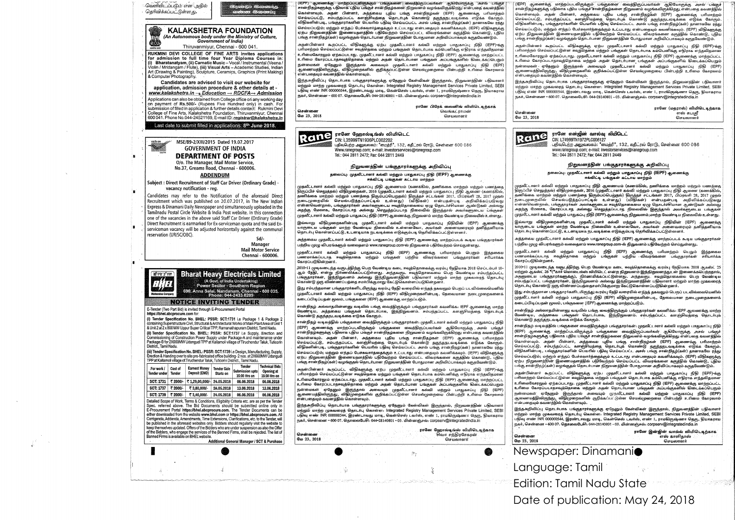வெளியிடப்படும் என அதில் தெரிவிக்கப்பட்டுள்ளது.

## KALAKSHETRA FOUNDATION

*(An Autonomous body under the Ministry of Culture, Government of India)*

Thiruvanmiyur, Chennai - 600 041.

**RUKMINI DEVI COLLEGE OF FINE ARTS invites applications for admission to full time four Year Diploma Courses in: (i) Bharatanatyam, (ii) Carnatic Music – Vocal / Instrumental (Veena / Violin / Mridangam / Flute), (iii) Visual Arts –** Academic Studies, Indian Art (Drawing & Painting), Sculpture, Ceramics, Graphics (Print Making) & Computer Photography.

**Candidates are advised to visit our website for application, admission procedure & other details at - www.kalakshetra.in → Education → RDCFA → Admission**

Applications can also be obtained from College office on any working day on payment of Rs.500/- (Rupees Five Hundred only) in cash. For submission of filled in application & further details contact: Rukmini Devi College of Fine Arts, Kalakshetra Foundation, Thiruvanmiyur, Chennai 600 041. Phone No.044-24521169, E-mail ID: registrar@kalakshetra.in

Last date to submit filled in applications: 8th June 2018.

MSE/B9-2/XIII/2015 Dated 19.07.2017

## GOVERNMENT OF INDIA
## DEPARTMENT OF POSTS

O/o. The Manager, Mail Motor Service,
No.37, Greams Road, Chennai - 600006.

### ADDENDUM

**Subject : Direct Recruitment of Staff Car Driver (Ordinary Grade) - vacancy notification - reg.**

Candidates may refer to the Notification of the aforesaid Direct Recruitment which was published on 20.07.2017, in The New Indian Express & Dinamani Daily Newspaper and simultaneously uploaded in the Tamilnadu Postal Circle Website & India Post website. In this connection one of the vacancies in the above said Staff Car Driver (Ordinary Grade) Direct Recruitment is earmarked for Ex-serviceman quota and the said Ex-serviceman vacancy will be adjusted horizontally against the communal reservation (UR/SC/OBC).

Sd/-
Manager
Mail Motor Service
Chennai - 600006.

## Bharat Heavy Electricals Limited

(A Govt. of India Undertaking)
Power Sector - Southern Region
690, Anna Salai, Nandanam, Chennai - 600 035.
Phone: 044-2433 0209

### NOTICE INVITING TENDER

E-Tender (Two Part Bid) is invited through E-Procurement Portal https://bhel.abcprocure.com for:

(i) Tender Specification No. BHEL: PSSR: SCT:1731 i.e Package 1 & Package 2 containing Superstructure Civil, Structural & Architectural Works of Main Plant Area of Unit 1 & Unit 2 at 2 x 800 MW Uppur Super Critical TPP, Ramanathapuram District, Tamil Nadu.
(ii) Tender Specification No. BHEL: PSSR: SCT:1737 i.e Supply, Erection and Commissioning of Construction Power Supply under Package-A and maintenance under Package-B for 2X660MW Udangudi TPP at Kallamoli village of Tiruchendur Taluk, Tuticorin District, Tamil Nadu.
(iii) Tender Specification No. BHEL: PSSR: SCT:1739 i.e Design, Manufacturing, Supply, Erection & Handing over to site pre-fabricated office building- 2 nos. at 2X660MW Udangudi TPP at Kallamoli village of Tiruchendur Taluk, Tuticorin District., Tamil Nadu.

| For work / Tender under | Cost of Tender | Earnest Money Deposit (EMD) | Tender Sale Starts on | Tender Submission upto 15:00 Hrs on | Technical Bids Opening at 15:30 Hrs on |
|---|---|---|---|---|---|
| SCT: 1731 | ₹ 2000/- | ₹ 1,29,00,000/- | 24.05.2018 | 06.06.2018 | 06.06.2018 |
| SCT: 1737 | ₹ 2000/- | ₹ 3,80,000/- | 24.05.2018 | 13.06.2018 | 13.06.2018 |
| SCT: 1739 | ₹ 2000/- | ₹ 3,40,000/- | 24.05.2018 | 06.06.2018 | 06.06.2018 |

Detailed Scope of Work, Terms & Conditions, Eligibility Criteria etc. are as per the Tender Spec. referred above. The Bid Documents should be submitted online only in E-Procurement Portal https://bhel.abcprocure.com. The Tender Documents can be either downloaded from the website www.bhel.com or https://bhel.abcprocure.com. All Corrigenda, Addenda, Amendments, Time Extensions, Clarifications, etc. to the Tender, will be published in the aforesaid websites only. Bidders should regularly visit the website to keep themselves updated. Offers of the Bidders who are under suspension as also the Offer of the Bidders, who engage the services of the Banned Firms, shall be rejected. The list of Banned Firms is available on BHEL website.

Additional General Manager / SCT & Purchase

---

(IEPF) ஆணையத்துக்கு மாற்றப்படவிருக்கும் பங்குகளை வைத்திருப்பவர்கள் ஆகியோருக்கு அசல் பங்குச் சான்றிதழ்களுக்கு பதிலாக புதிய பங்குச் சான்றிதழ்களை நிறுவனம் வழங்கவிருக்கிறது என்பதை கவனத்தில் கொள்ளவும். அதன் பின்னர், அத்தகைய புதிய பங்கு சான்றிதழ்கள் (IEPF) ஆணைக்கு பரிமாற்றம் செய்யப்படும், சம்பந்தப்பட்ட கார்ப்பரேஷன் நடவடிக்கை எடுக்க கோரும்.

இந்தச் சூழ்நிலையில், மேற்குறிப்பிட்ட அறிவிப்பில் குறிப்பிட்டவை தொடர்பாக பங்குதாரர்களுக்கு ஏதேனும் கேள்விகள் இருந்தால், நிறுவனத்தின் பதிவாளர் மற்றும் மாற்று முகவரைத் தொடர்பு கொள்ள: Integrated Registry Management Services Private Limited, SEBI பதிவு எண் INR 000000544, இரண்டாவது மாடி, கென்செஸ் டவர்ஸ், எண் 1, ராமகிருஷ்ணா தெரு, தியாகராய நகர், சென்னை – 600 017. தொலைபேசி: 044-28140801 – 03. மின்னஞ்சல்: corpserv@integratedindia.in

ரானே பிரேக் லைனிங் லிமிடெட்டுக்காக
வெங்கட்ராமன்
செயலாளர்

சென்னை
மே 23, 2018

## Rane ரானே ஹோல்டிங்ஸ் லிமிடெட்

CIN: L35999TN1936PLC002202
பதிவுபெற்ற அலுவலகம்: "மைத்ரி", 132, கதீட்ரல் ரோடு, சென்னை 600 086
www.ranegroup.com; e-mail: investorservices@ranegroup.com
Tel.: 044 2811 2472; Fax: 044 2811 2449

### நிறுவனத்தின் பங்குதாரர்களுக்கு அறிவிப்பு

**தலைப்பு: முதலீட்டாளர் கல்வி மற்றும் பாதுகாப்பு நிதி (IEPF) ஆணைக்கு ஈக்விட்டி பங்குகள் கட்டாய மாற்றம்**

இந்தச் சூழ்நிலையில், மேற்குறிப்பிட்ட அறிவிப்பில் குறிப்பிட்டவை தொடர்பாக பங்குதாரர்களுக்கு ஏதேனும் கேள்விகள் இருந்தால், நிறுவனத்தின் பதிவாளர் மற்றும் மாற்று முகவரைத் தொடர்பு கொள்ள: Integrated Registry Management Services Private Limited, SEBI பதிவு எண் INR 000000544, இரண்டாவது மாடி, கென்செஸ் டவர்ஸ், எண் 1, ராமகிருஷ்ணா தெரு, தியாகராய நகர், சென்னை – 600 017. தொலைபேசி: 044-28140801 – 03. மின்னஞ்சல்: corpserv@integratedindia.in

ரானே ஹோல்டிங்ஸ் லிமிடெட்டுக்காக
சிவா சந்திரசேகரன்
செயலாளர்

சென்னை
மே 23, 2018

---

(IEPF) ஆணைக்கு மாற்றப்படவிருக்கும் பங்குகளை வைத்திருப்பவர்கள் ஆகியோருக்கு அசல் பங்குச் சான்றிதழ்களுக்கு பதிலாக புதிய பங்குச் சான்றிதழ்களை நிறுவனம் வழங்கவிருக்கிறது என்பதை கவனத்தில் கொள்ளவும்.

இந்தச் சூழ்நிலையில், மேற்குறிப்பிட்ட அறிவிப்பில் குறிப்பிட்டவை தொடர்பாக பங்குதாரர்களுக்கு ஏதேனும் கேள்விகள் இருந்தால், நிறுவனத்தின் பதிவாளர் மற்றும் மாற்று முகவரைத் தொடர்பு கொள்ள: Integrated Registry Management Services Private Limited, SEBI பதிவு எண் INR 000000544, இரண்டாவது மாடி, கென்செஸ் டவர்ஸ், எண் 1, ராமகிருஷ்ணா தெரு, தியாகராய நகர், சென்னை – 600 017. தொலைபேசி: 044-28140801 – 03. மின்னஞ்சல்: corpserv@integratedindia.in

ரானே (மதராஸ்) லிமிடெட்டுக்காக
எஸ் சுபா
செயலாளர்

சென்னை
மே 23, 2018

## Rane ரானே என்ஜின் வால்வ் லிமிடெட்

CIN: L74999TN1972PLC006127
பதிவுபெற்ற அலுவலகம்: "மைத்ரி", 132, கதீட்ரல் ரோடு, சென்னை 600 086
www.ranegroup.com; e-mail: investorservices@ranegroup.com
Tel.: 044 2811 2472; Fax: 044 2811 2449

### நிறுவனத்தின் பங்குதாரர்களுக்கு அறிவிப்பு

**தலைப்பு: முதலீட்டாளர் கல்வி மற்றும் பாதுகாப்பு நிதி (IEPF) ஆணைக்கு ஈக்விட்டி பங்குகள் கட்டாய மாற்றம்**

இந்தச் சூழ்நிலையில், மேற்குறிப்பிட்ட அறிவிப்பில் குறிப்பிட்டவை தொடர்பாக பங்குதாரர்களுக்கு ஏதேனும் கேள்விகள் இருந்தால், நிறுவனத்தின் பதிவாளர் மற்றும் மாற்று முகவரைத் தொடர்பு கொள்ள: Integrated Registry Management Services Private Limited, SEBI பதிவு எண் INR 000000544, இரண்டாவது மாடி, கென்செஸ் டவர்ஸ், எண் 1, ராமகிருஷ்ணா தெரு, தியாகராய நகர், சென்னை – 600 017. தொலைபேசி: 044-28140801 – 03. மின்னஞ்சல்: corpserv@integratedindia.in

ரானே இன்ஜின் வால்வ் லிமிடெட்டுக்காக
எஸ் காளிதாஸ்
செயலாளர்

சென்னை
மே 23, 2018

Newspaper: Dinamani
Language: Tamil
Edition: Tamil Nadu State
Date of publication: May 24, 2018